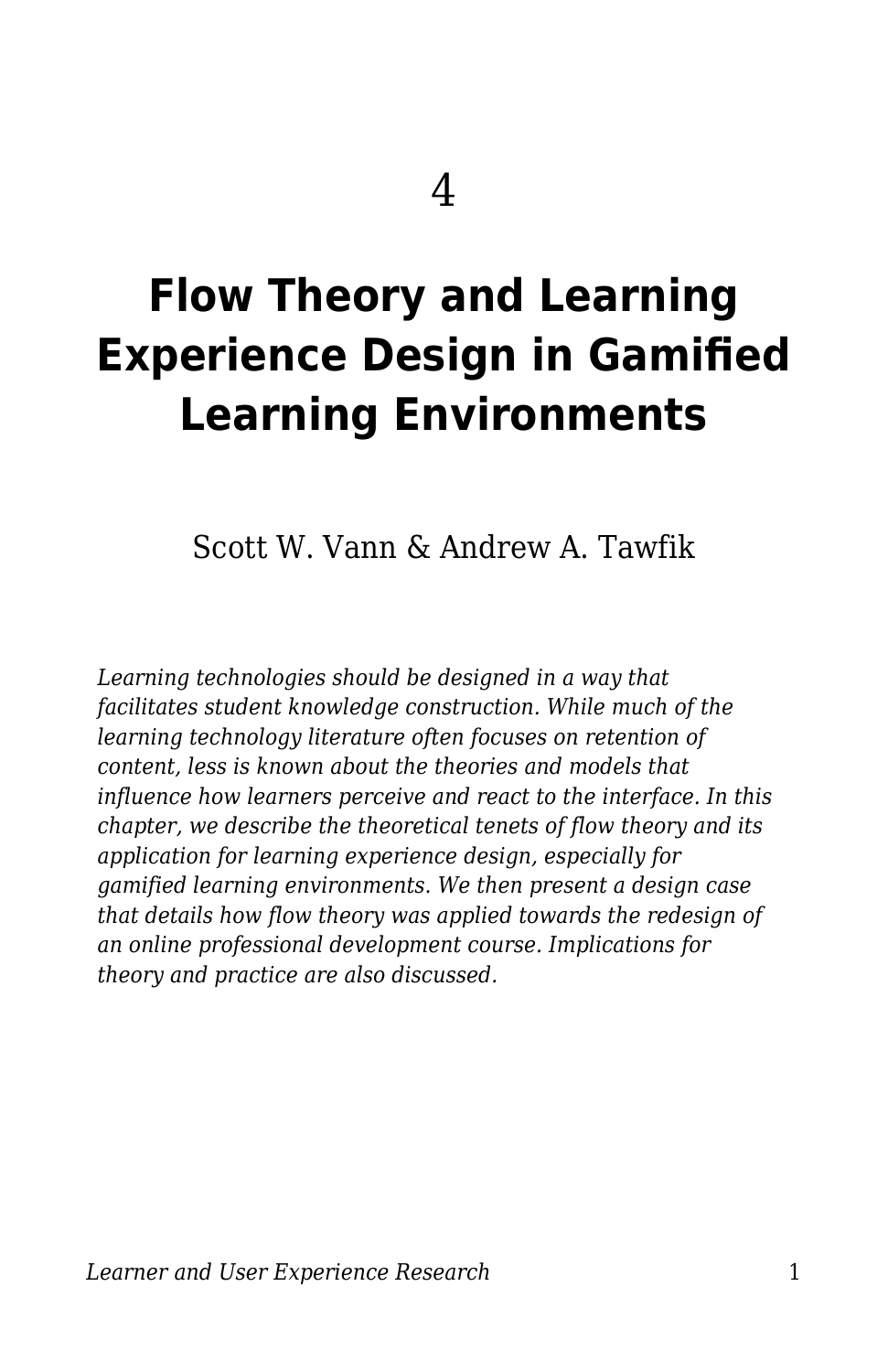4

# Flow Theory and Learning Experience Design in Gamified Learning Environments

Scott W. Vann & Andrew A. Tawfik

*Learning technologies should be designed in a way that facilitates student knowledge construction. While much of the learning technology literature often focuses on retention of content, less is known about the theories and models that influence how learners perceive and react to the interface. In this chapter, we describe the theoretical tenets of flow theory and its application for learning experience design, especially for gamified learning environments. We then present a design case that details how flow theory was applied towards the redesign of an online professional development course. Implications for theory and practice are also discussed.*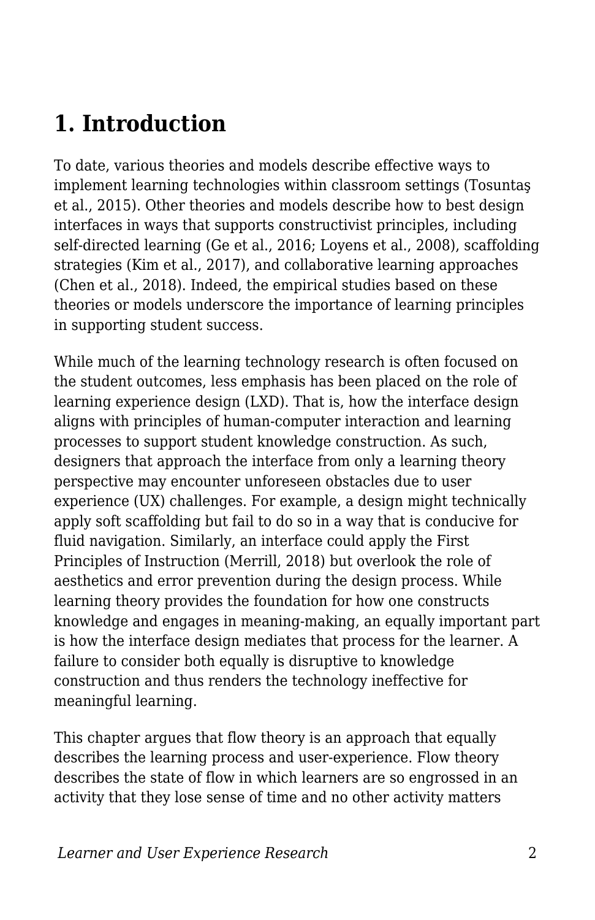# 1. Introduction

To date, various theories and models describe effective ways to implement learning technologies within classroom settings (Tosuntaş et al., 2015). Other theories and models describe how to best design interfaces in ways that supports constructivist principles, including self-directed learning (Ge et al., 2016; Loyens et al., 2008), scaffolding strategies (Kim et al., 2017), and collaborative learning approaches (Chen et al., 2018). Indeed, the empirical studies based on these theories or models underscore the importance of learning principles in supporting student success.

While much of the learning technology research is often focused on the student outcomes, less emphasis has been placed on the role of learning experience design (LXD). That is, how the interface design aligns with principles of human-computer interaction and learning processes to support student knowledge construction. As such, designers that approach the interface from only a learning theory perspective may encounter unforeseen obstacles due to user experience (UX) challenges. For example, a design might technically apply soft scaffolding but fail to do so in a way that is conducive for fluid navigation. Similarly, an interface could apply the First Principles of Instruction (Merrill, 2018) but overlook the role of aesthetics and error prevention during the design process. While learning theory provides the foundation for how one constructs knowledge and engages in meaning-making, an equally important part is how the interface design mediates that process for the learner. A failure to consider both equally is disruptive to knowledge construction and thus renders the technology ineffective for meaningful learning.

This chapter argues that flow theory is an approach that equally describes the learning process and user-experience. Flow theory describes the state of flow in which learners are so engrossed in an activity that they lose sense of time and no other activity matters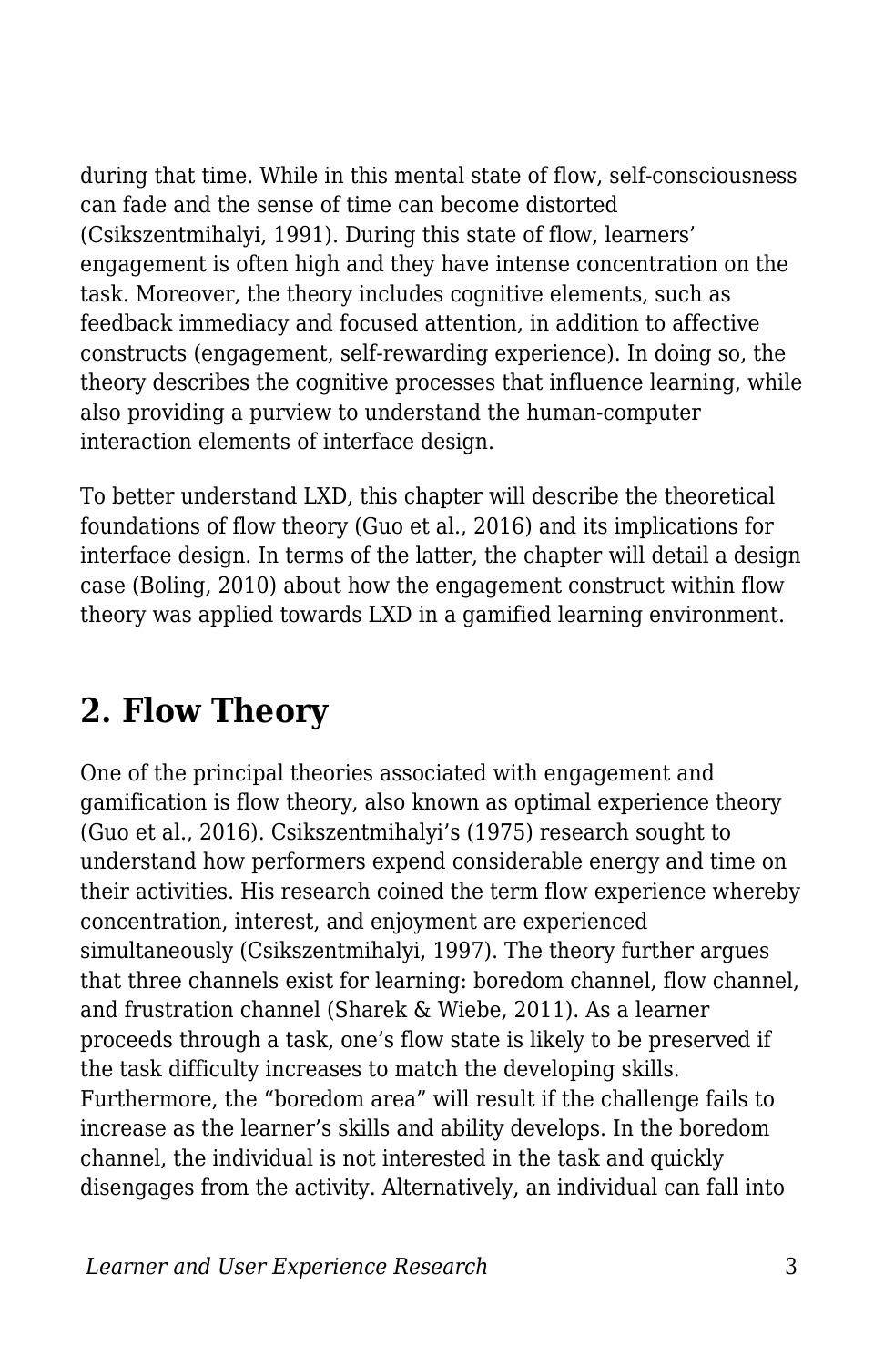during that time. While in this mental state of flow, self-consciousness can fade and the sense of time can become distorted (Csikszentmihalyi, 1991). During this state of flow, learners' engagement is often high and they have intense concentration on the task. Moreover, the theory includes cognitive elements, such as feedback immediacy and focused attention, in addition to affective constructs (engagement, self-rewarding experience). In doing so, the theory describes the cognitive processes that influence learning, while also providing a purview to understand the human-computer interaction elements of interface design.

To better understand LXD, this chapter will describe the theoretical foundations of flow theory (Guo et al., 2016) and its implications for interface design. In terms of the latter, the chapter will detail a design case (Boling, 2010) about how the engagement construct within flow theory was applied towards LXD in a gamified learning environment.

## 2. Flow Theory

One of the principal theories associated with engagement and gamification is flow theory, also known as optimal experience theory (Guo et al., 2016). Csikszentmihalyi's (1975) research sought to understand how performers expend considerable energy and time on their activities. His research coined the term flow experience whereby concentration, interest, and enjoyment are experienced simultaneously (Csikszentmihalyi, 1997). The theory further argues that three channels exist for learning: boredom channel, flow channel, and frustration channel (Sharek & Wiebe, 2011). As a learner proceeds through a task, one's flow state is likely to be preserved if the task difficulty increases to match the developing skills. Furthermore, the "boredom area" will result if the challenge fails to increase as the learner's skills and ability develops. In the boredom channel, the individual is not interested in the task and quickly disengages from the activity. Alternatively, an individual can fall into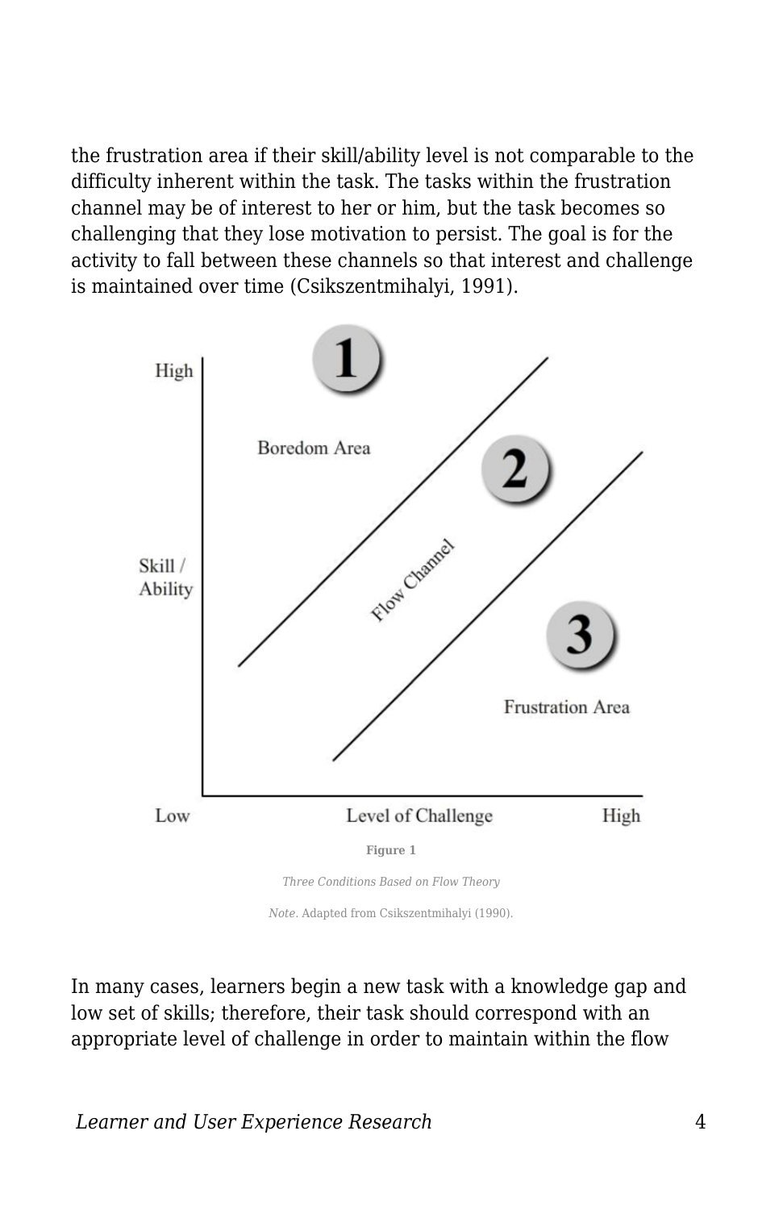the frustration area if their skill/ability level is not comparable to the difficulty inherent within the task. The tasks within the frustration channel may be of interest to her or him, but the task becomes so challenging that they lose motivation to persist. The goal is for the activity to fall between these channels so that interest and challenge is maintained over time (Csikszentmihalyi, 1991).

**Figure 1**

*Three Conditions Based on Flow Theory*

*Note*. Adapted from Csikszentmihalyi (1990).

In many cases, learners begin a new task with a knowledge gap and low set of skills; therefore, their task should correspond with an appropriate level of challenge in order to maintain within the flow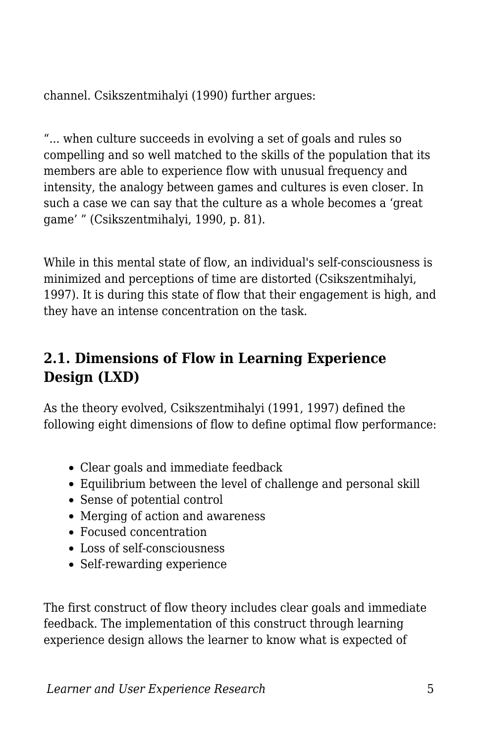channel. Csikszentmihalyi (1990) further argues:

"... when culture succeeds in evolving a set of goals and rules so compelling and so well matched to the skills of the population that its members are able to experience flow with unusual frequency and intensity, the analogy between games and cultures is even closer. In such a case we can say that the culture as a whole becomes a 'great game' " (Csikszentmihalyi, 1990, p. 81).

While in this mental state of flow, an individual's self-consciousness is minimized and perceptions of time are distorted (Csikszentmihalyi, 1997). It is during this state of flow that their engagement is high, and they have an intense concentration on the task.

## 2.1. Dimensions of Flow in Learning Experience Design (LXD)

As the theory evolved, Csikszentmihalyi (1991, 1997) defined the following eight dimensions of flow to define optimal flow performance:

- Clear goals and immediate feedback
- Equilibrium between the level of challenge and personal skill
- Sense of potential control
- Merging of action and awareness
- Focused concentration
- Loss of self-consciousness
- Self-rewarding experience

The first construct of flow theory includes clear goals and immediate feedback. The implementation of this construct through learning experience design allows the learner to know what is expected of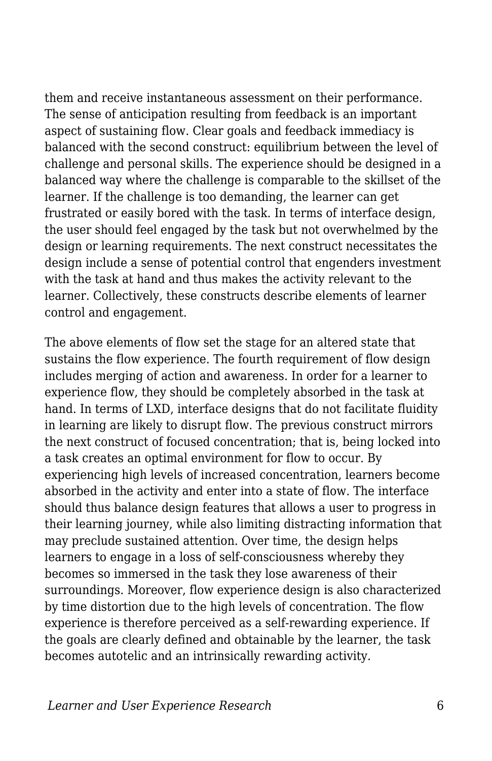them and receive instantaneous assessment on their performance. The sense of anticipation resulting from feedback is an important aspect of sustaining flow. Clear goals and feedback immediacy is balanced with the second construct: equilibrium between the level of challenge and personal skills. The experience should be designed in a balanced way where the challenge is comparable to the skillset of the learner. If the challenge is too demanding, the learner can get frustrated or easily bored with the task. In terms of interface design, the user should feel engaged by the task but not overwhelmed by the design or learning requirements. The next construct necessitates the design include a sense of potential control that engenders investment with the task at hand and thus makes the activity relevant to the learner. Collectively, these constructs describe elements of learner control and engagement.

The above elements of flow set the stage for an altered state that sustains the flow experience. The fourth requirement of flow design includes merging of action and awareness. In order for a learner to experience flow, they should be completely absorbed in the task at hand. In terms of LXD, interface designs that do not facilitate fluidity in learning are likely to disrupt flow. The previous construct mirrors the next construct of focused concentration; that is, being locked into a task creates an optimal environment for flow to occur. By experiencing high levels of increased concentration, learners become absorbed in the activity and enter into a state of flow. The interface should thus balance design features that allows a user to progress in their learning journey, while also limiting distracting information that may preclude sustained attention. Over time, the design helps learners to engage in a loss of self-consciousness whereby they becomes so immersed in the task they lose awareness of their surroundings. Moreover, flow experience design is also characterized by time distortion due to the high levels of concentration. The flow experience is therefore perceived as a self-rewarding experience. If the goals are clearly defined and obtainable by the learner, the task becomes autotelic and an intrinsically rewarding activity.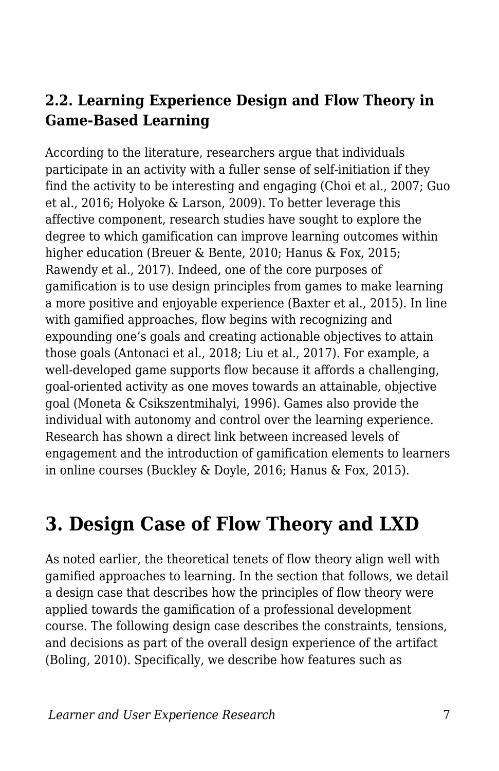### 2.2. Learning Experience Design and Flow Theory in Game-Based Learning

According to the literature, researchers argue that individuals participate in an activity with a fuller sense of self-initiation if they find the activity to be interesting and engaging (Choi et al., 2007; Guo et al., 2016; Holyoke & Larson, 2009). To better leverage this affective component, research studies have sought to explore the degree to which gamification can improve learning outcomes within higher education (Breuer & Bente, 2010; Hanus & Fox, 2015; Rawendy et al., 2017). Indeed, one of the core purposes of gamification is to use design principles from games to make learning a more positive and enjoyable experience (Baxter et al., 2015). In line with gamified approaches, flow begins with recognizing and expounding one's goals and creating actionable objectives to attain those goals (Antonaci et al., 2018; Liu et al., 2017). For example, a well-developed game supports flow because it affords a challenging, goal-oriented activity as one moves towards an attainable, objective goal (Moneta & Csikszentmihalyi, 1996). Games also provide the individual with autonomy and control over the learning experience. Research has shown a direct link between increased levels of engagement and the introduction of gamification elements to learners in online courses (Buckley & Doyle, 2016; Hanus & Fox, 2015).

## 3. Design Case of Flow Theory and LXD

As noted earlier, the theoretical tenets of flow theory align well with gamified approaches to learning. In the section that follows, we detail a design case that describes how the principles of flow theory were applied towards the gamification of a professional development course. The following design case describes the constraints, tensions, and decisions as part of the overall design experience of the artifact (Boling, 2010). Specifically, we describe how features such as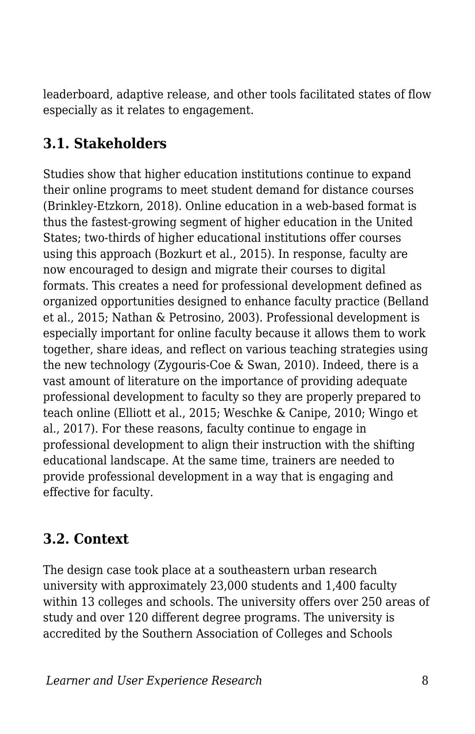leaderboard, adaptive release, and other tools facilitated states of flow especially as it relates to engagement.

## 3.1. Stakeholders

Studies show that higher education institutions continue to expand their online programs to meet student demand for distance courses (Brinkley-Etzkorn, 2018). Online education in a web-based format is thus the fastest-growing segment of higher education in the United States; two-thirds of higher educational institutions offer courses using this approach (Bozkurt et al., 2015). In response, faculty are now encouraged to design and migrate their courses to digital formats. This creates a need for professional development defined as organized opportunities designed to enhance faculty practice (Belland et al., 2015; Nathan & Petrosino, 2003). Professional development is especially important for online faculty because it allows them to work together, share ideas, and reflect on various teaching strategies using the new technology (Zygouris-Coe & Swan, 2010). Indeed, there is a vast amount of literature on the importance of providing adequate professional development to faculty so they are properly prepared to teach online (Elliott et al., 2015; Weschke & Canipe, 2010; Wingo et al., 2017). For these reasons, faculty continue to engage in professional development to align their instruction with the shifting educational landscape. At the same time, trainers are needed to provide professional development in a way that is engaging and effective for faculty.

## 3.2. Context

The design case took place at a southeastern urban research university with approximately 23,000 students and 1,400 faculty within 13 colleges and schools. The university offers over 250 areas of study and over 120 different degree programs. The university is accredited by the Southern Association of Colleges and Schools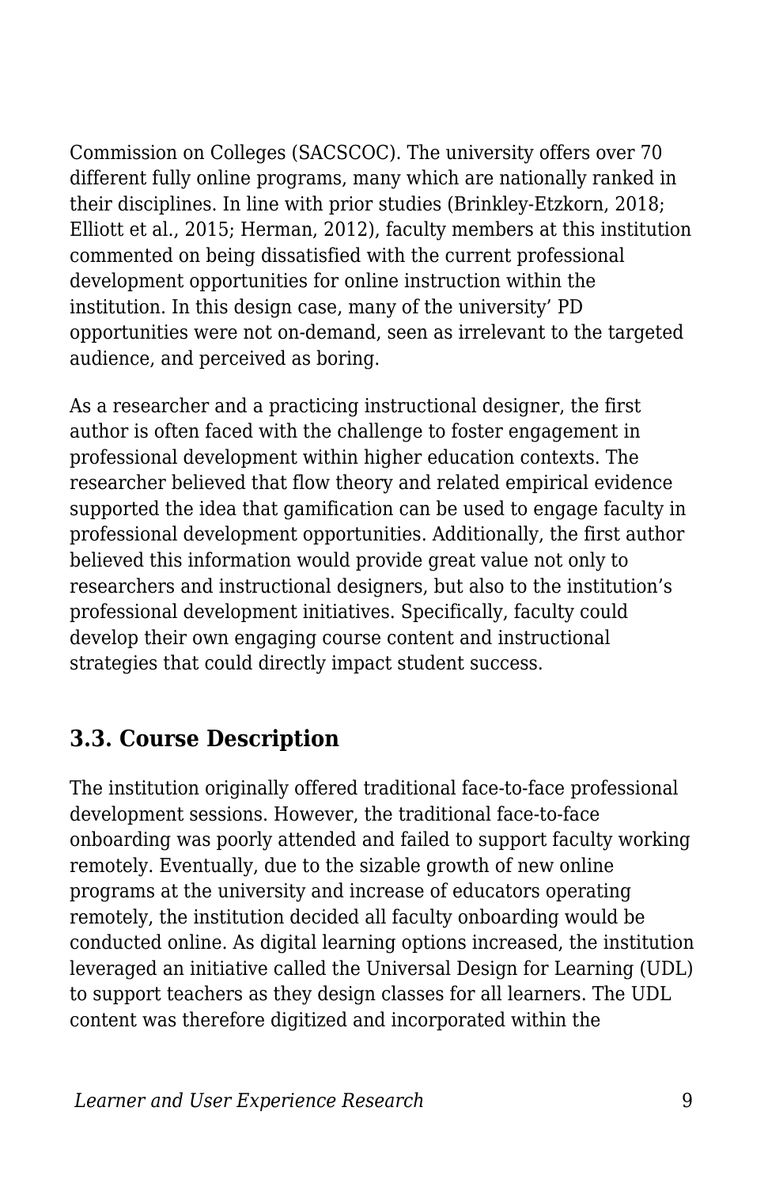Commission on Colleges (SACSCOC). The university offers over 70 different fully online programs, many which are nationally ranked in their disciplines. In line with prior studies (Brinkley-Etzkorn, 2018; Elliott et al., 2015; Herman, 2012), faculty members at this institution commented on being dissatisfied with the current professional development opportunities for online instruction within the institution. In this design case, many of the university' PD opportunities were not on-demand, seen as irrelevant to the targeted audience, and perceived as boring.

As a researcher and a practicing instructional designer, the first author is often faced with the challenge to foster engagement in professional development within higher education contexts. The researcher believed that flow theory and related empirical evidence supported the idea that gamification can be used to engage faculty in professional development opportunities. Additionally, the first author believed this information would provide great value not only to researchers and instructional designers, but also to the institution's professional development initiatives. Specifically, faculty could develop their own engaging course content and instructional strategies that could directly impact student success.

### 3.3. Course Description

The institution originally offered traditional face-to-face professional development sessions. However, the traditional face-to-face onboarding was poorly attended and failed to support faculty working remotely. Eventually, due to the sizable growth of new online programs at the university and increase of educators operating remotely, the institution decided all faculty onboarding would be conducted online. As digital learning options increased, the institution leveraged an initiative called the Universal Design for Learning (UDL) to support teachers as they design classes for all learners. The UDL content was therefore digitized and incorporated within the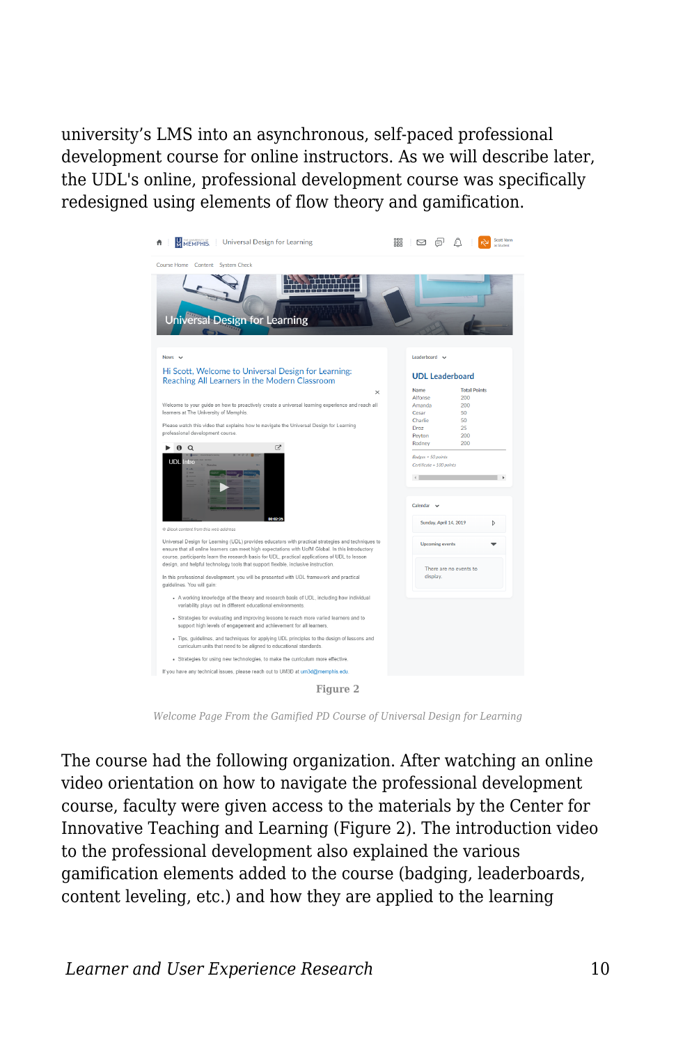university's LMS into an asynchronous, self-paced professional development course for online instructors. As we will describe later, the UDL's online, professional development course was specifically redesigned using elements of flow theory and gamification.

**Figure 2**

*Welcome Page From the Gamified PD Course of Universal Design for Learning*

The course had the following organization. After watching an online video orientation on how to navigate the professional development course, faculty were given access to the materials by the Center for Innovative Teaching and Learning (Figure 2). The introduction video to the professional development also explained the various gamification elements added to the course (badging, leaderboards, content leveling, etc.) and how they are applied to the learning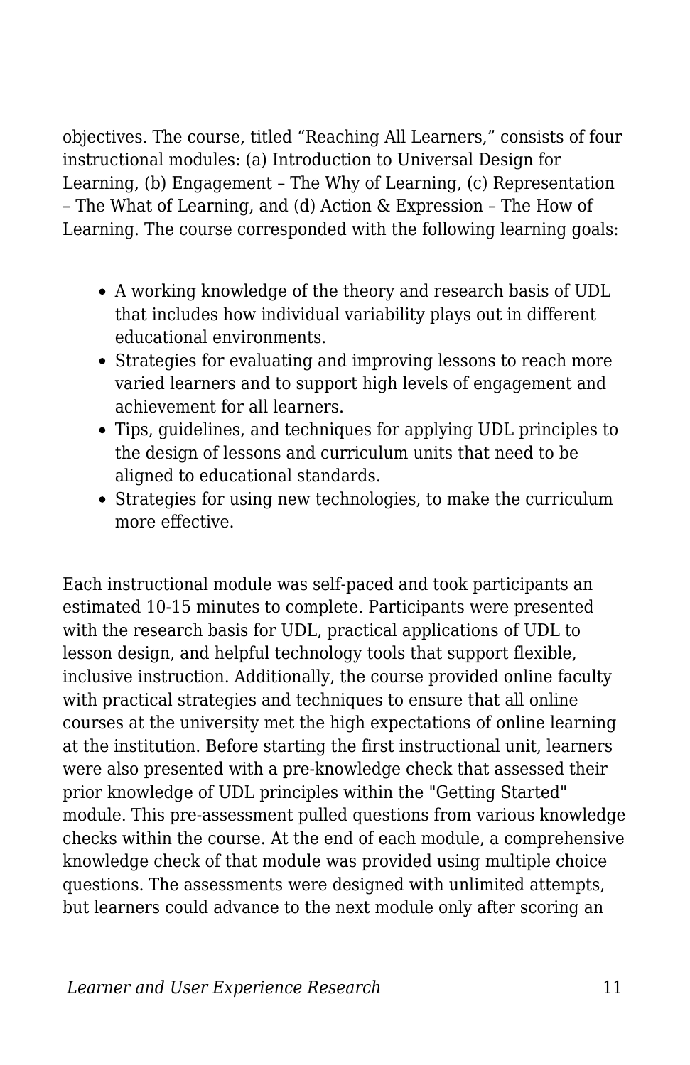objectives. The course, titled “Reaching All Learners,” consists of four instructional modules: (a) Introduction to Universal Design for Learning, (b) Engagement – The Why of Learning, (c) Representation – The What of Learning, and (d) Action & Expression – The How of Learning. The course corresponded with the following learning goals:

- A working knowledge of the theory and research basis of UDL that includes how individual variability plays out in different educational environments.
- Strategies for evaluating and improving lessons to reach more varied learners and to support high levels of engagement and achievement for all learners.
- Tips, guidelines, and techniques for applying UDL principles to the design of lessons and curriculum units that need to be aligned to educational standards.
- Strategies for using new technologies, to make the curriculum more effective.

Each instructional module was self-paced and took participants an estimated 10-15 minutes to complete. Participants were presented with the research basis for UDL, practical applications of UDL to lesson design, and helpful technology tools that support flexible, inclusive instruction. Additionally, the course provided online faculty with practical strategies and techniques to ensure that all online courses at the university met the high expectations of online learning at the institution. Before starting the first instructional unit, learners were also presented with a pre-knowledge check that assessed their prior knowledge of UDL principles within the "Getting Started" module. This pre-assessment pulled questions from various knowledge checks within the course. At the end of each module, a comprehensive knowledge check of that module was provided using multiple choice questions. The assessments were designed with unlimited attempts, but learners could advance to the next module only after scoring an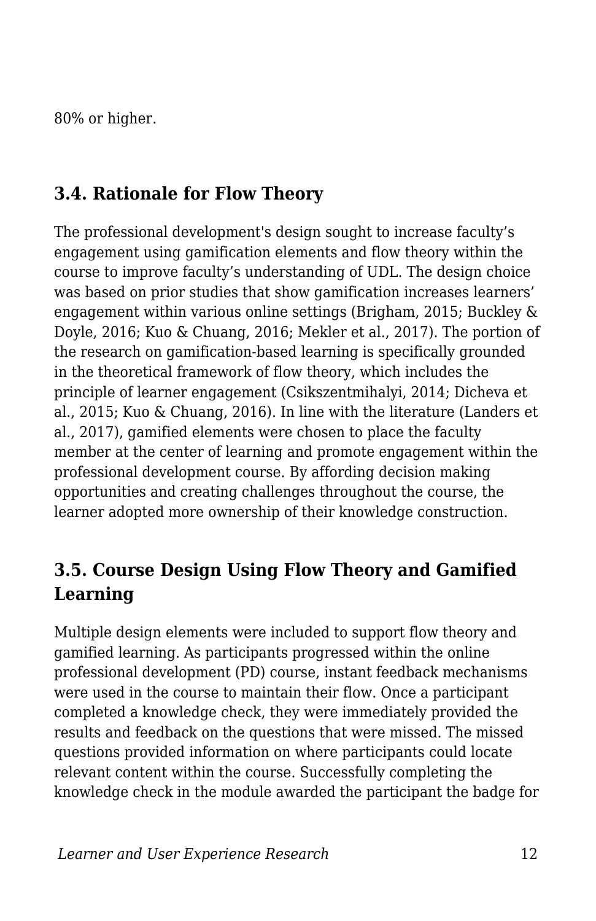80% or higher.

## 3.4. Rationale for Flow Theory

The professional development's design sought to increase faculty's engagement using gamification elements and flow theory within the course to improve faculty's understanding of UDL. The design choice was based on prior studies that show gamification increases learners' engagement within various online settings (Brigham, 2015; Buckley & Doyle, 2016; Kuo & Chuang, 2016; Mekler et al., 2017). The portion of the research on gamification-based learning is specifically grounded in the theoretical framework of flow theory, which includes the principle of learner engagement (Csikszentmihalyi, 2014; Dicheva et al., 2015; Kuo & Chuang, 2016). In line with the literature (Landers et al., 2017), gamified elements were chosen to place the faculty member at the center of learning and promote engagement within the professional development course. By affording decision making opportunities and creating challenges throughout the course, the learner adopted more ownership of their knowledge construction.

## 3.5. Course Design Using Flow Theory and Gamified Learning

Multiple design elements were included to support flow theory and gamified learning. As participants progressed within the online professional development (PD) course, instant feedback mechanisms were used in the course to maintain their flow. Once a participant completed a knowledge check, they were immediately provided the results and feedback on the questions that were missed. The missed questions provided information on where participants could locate relevant content within the course. Successfully completing the knowledge check in the module awarded the participant the badge for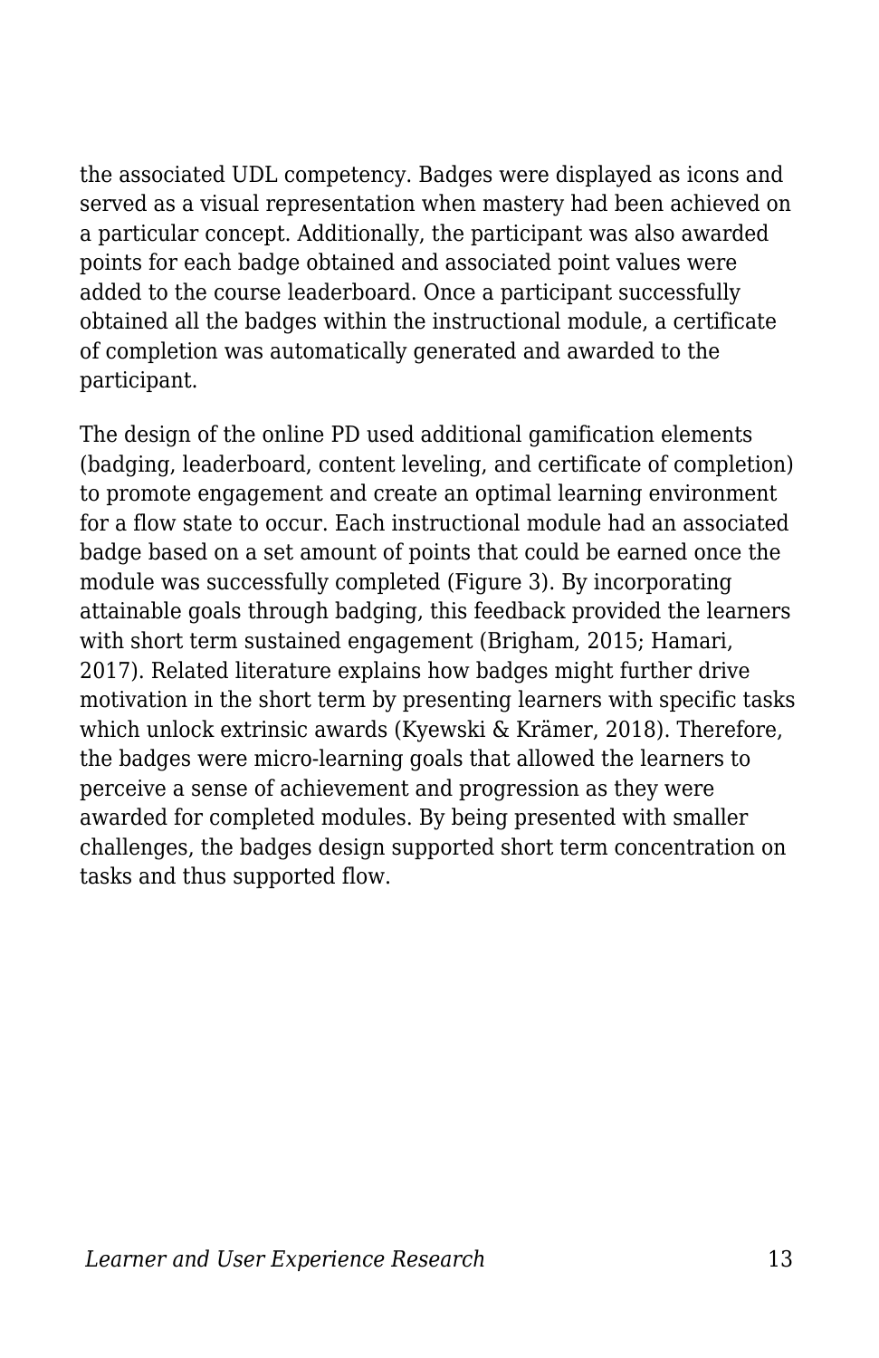the associated UDL competency. Badges were displayed as icons and served as a visual representation when mastery had been achieved on a particular concept. Additionally, the participant was also awarded points for each badge obtained and associated point values were added to the course leaderboard. Once a participant successfully obtained all the badges within the instructional module, a certificate of completion was automatically generated and awarded to the participant.

The design of the online PD used additional gamification elements (badging, leaderboard, content leveling, and certificate of completion) to promote engagement and create an optimal learning environment for a flow state to occur. Each instructional module had an associated badge based on a set amount of points that could be earned once the module was successfully completed (Figure 3). By incorporating attainable goals through badging, this feedback provided the learners with short term sustained engagement (Brigham, 2015; Hamari, 2017). Related literature explains how badges might further drive motivation in the short term by presenting learners with specific tasks which unlock extrinsic awards (Kyewski & Krämer, 2018). Therefore, the badges were micro-learning goals that allowed the learners to perceive a sense of achievement and progression as they were awarded for completed modules. By being presented with smaller challenges, the badges design supported short term concentration on tasks and thus supported flow.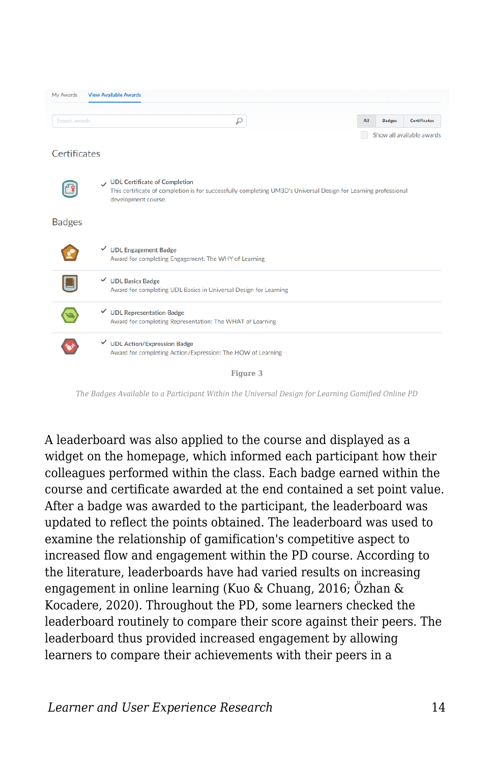My Awards View Available Awards

Search awards

All Badges Certificates

Show all available awards

Certificates

UDL Certificate of Completion
This certificate of completion is for successfully completing UM3D's Universal Design for Learning professional development course.

Badges

UDL Engagement Badge
Award for completing Engagement: The WHY of Learning

UDL Basics Badge
Award for completing UDL Basics in Universal Design for Learning

UDL Representation Badge
Award for completing Representation: The WHAT of Learning

UDL Action/Expression Badge
Award for completing Action/Expression: The HOW of Learning

**Figure 3**

*The Badges Available to a Participant Within the Universal Design for Learning Gamified Online PD*

A leaderboard was also applied to the course and displayed as a widget on the homepage, which informed each participant how their colleagues performed within the class. Each badge earned within the course and certificate awarded at the end contained a set point value. After a badge was awarded to the participant, the leaderboard was updated to reflect the points obtained. The leaderboard was used to examine the relationship of gamification's competitive aspect to increased flow and engagement within the PD course. According to the literature, leaderboards have had varied results on increasing engagement in online learning (Kuo & Chuang, 2016; Özhan & Kocadere, 2020). Throughout the PD, some learners checked the leaderboard routinely to compare their score against their peers. The leaderboard thus provided increased engagement by allowing learners to compare their achievements with their peers in a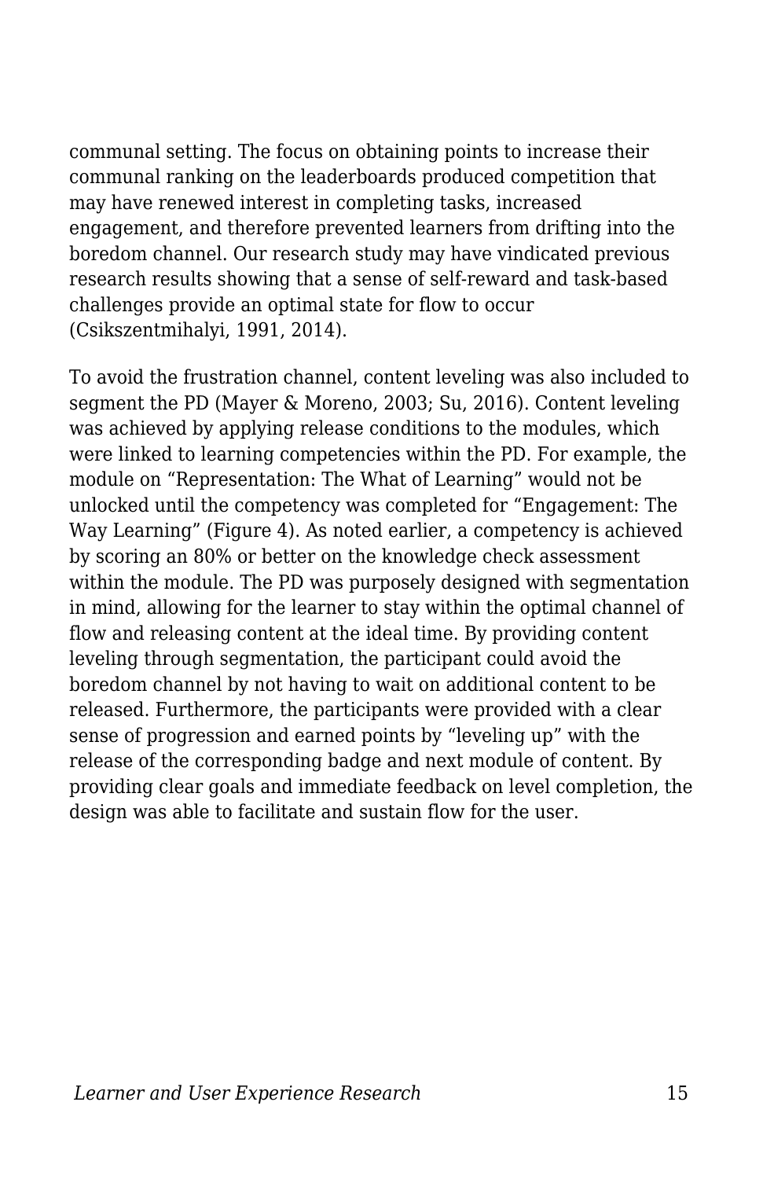communal setting. The focus on obtaining points to increase their communal ranking on the leaderboards produced competition that may have renewed interest in completing tasks, increased engagement, and therefore prevented learners from drifting into the boredom channel. Our research study may have vindicated previous research results showing that a sense of self-reward and task-based challenges provide an optimal state for flow to occur (Csikszentmihalyi, 1991, 2014).

To avoid the frustration channel, content leveling was also included to segment the PD (Mayer & Moreno, 2003; Su, 2016). Content leveling was achieved by applying release conditions to the modules, which were linked to learning competencies within the PD. For example, the module on "Representation: The What of Learning" would not be unlocked until the competency was completed for "Engagement: The Way Learning" (Figure 4). As noted earlier, a competency is achieved by scoring an 80% or better on the knowledge check assessment within the module. The PD was purposely designed with segmentation in mind, allowing for the learner to stay within the optimal channel of flow and releasing content at the ideal time. By providing content leveling through segmentation, the participant could avoid the boredom channel by not having to wait on additional content to be released. Furthermore, the participants were provided with a clear sense of progression and earned points by "leveling up" with the release of the corresponding badge and next module of content. By providing clear goals and immediate feedback on level completion, the design was able to facilitate and sustain flow for the user.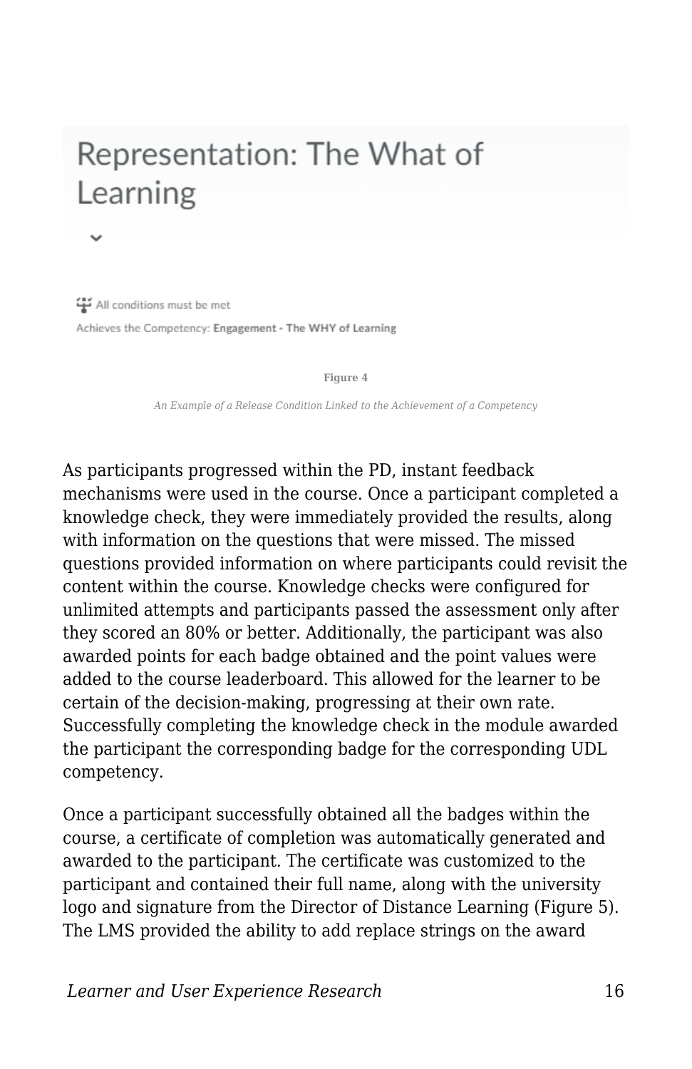Representation: The What of Learning

All conditions must be met

Achieves the Competency: **Engagement - The WHY of Learning**

**Figure 4**

*An Example of a Release Condition Linked to the Achievement of a Competency*

As participants progressed within the PD, instant feedback mechanisms were used in the course. Once a participant completed a knowledge check, they were immediately provided the results, along with information on the questions that were missed. The missed questions provided information on where participants could revisit the content within the course. Knowledge checks were configured for unlimited attempts and participants passed the assessment only after they scored an 80% or better. Additionally, the participant was also awarded points for each badge obtained and the point values were added to the course leaderboard. This allowed for the learner to be certain of the decision-making, progressing at their own rate. Successfully completing the knowledge check in the module awarded the participant the corresponding badge for the corresponding UDL competency.

Once a participant successfully obtained all the badges within the course, a certificate of completion was automatically generated and awarded to the participant. The certificate was customized to the participant and contained their full name, along with the university logo and signature from the Director of Distance Learning (Figure 5). The LMS provided the ability to add replace strings on the award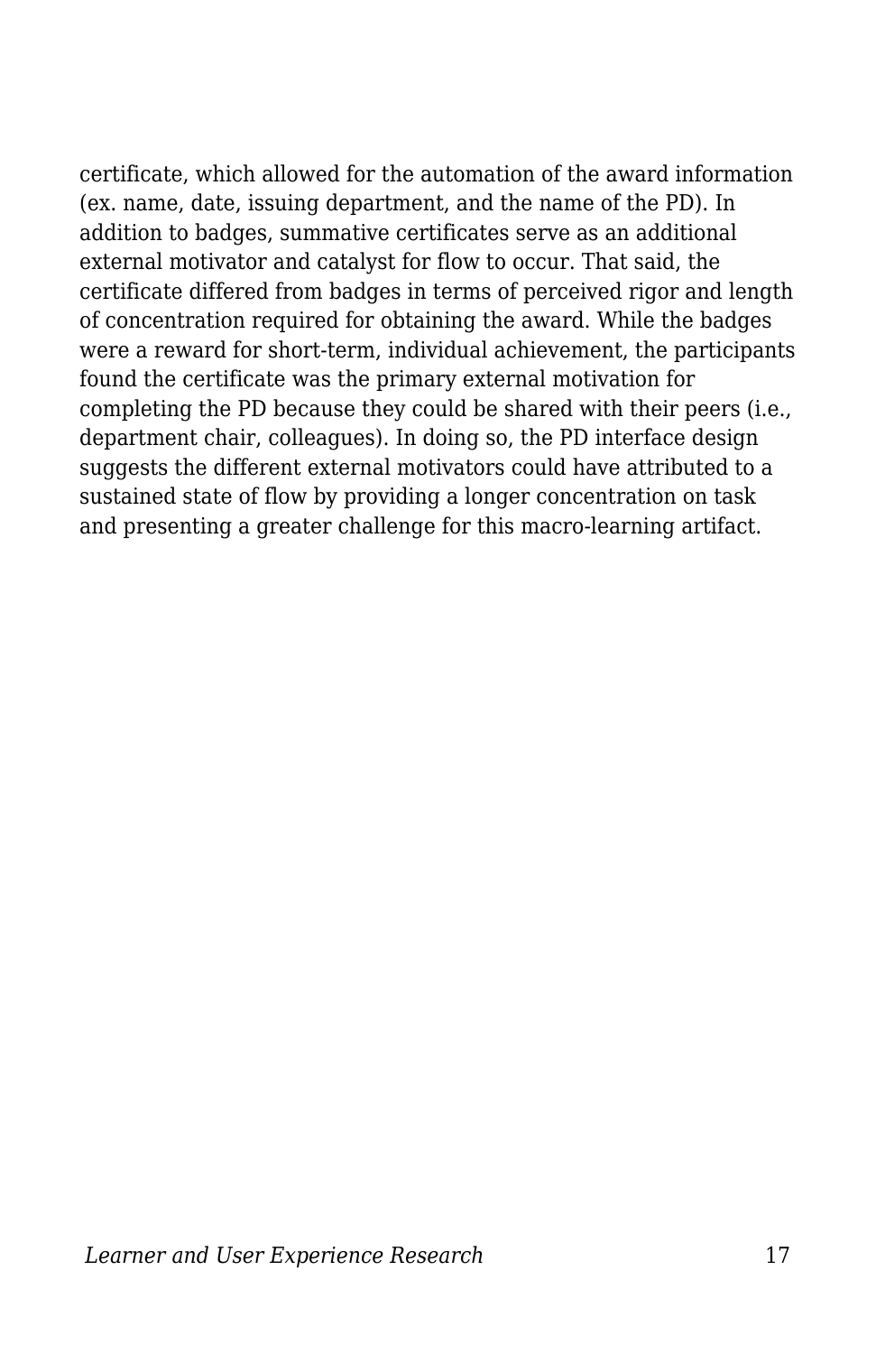certificate, which allowed for the automation of the award information (ex. name, date, issuing department, and the name of the PD). In addition to badges, summative certificates serve as an additional external motivator and catalyst for flow to occur. That said, the certificate differed from badges in terms of perceived rigor and length of concentration required for obtaining the award. While the badges were a reward for short-term, individual achievement, the participants found the certificate was the primary external motivation for completing the PD because they could be shared with their peers (i.e., department chair, colleagues). In doing so, the PD interface design suggests the different external motivators could have attributed to a sustained state of flow by providing a longer concentration on task and presenting a greater challenge for this macro-learning artifact.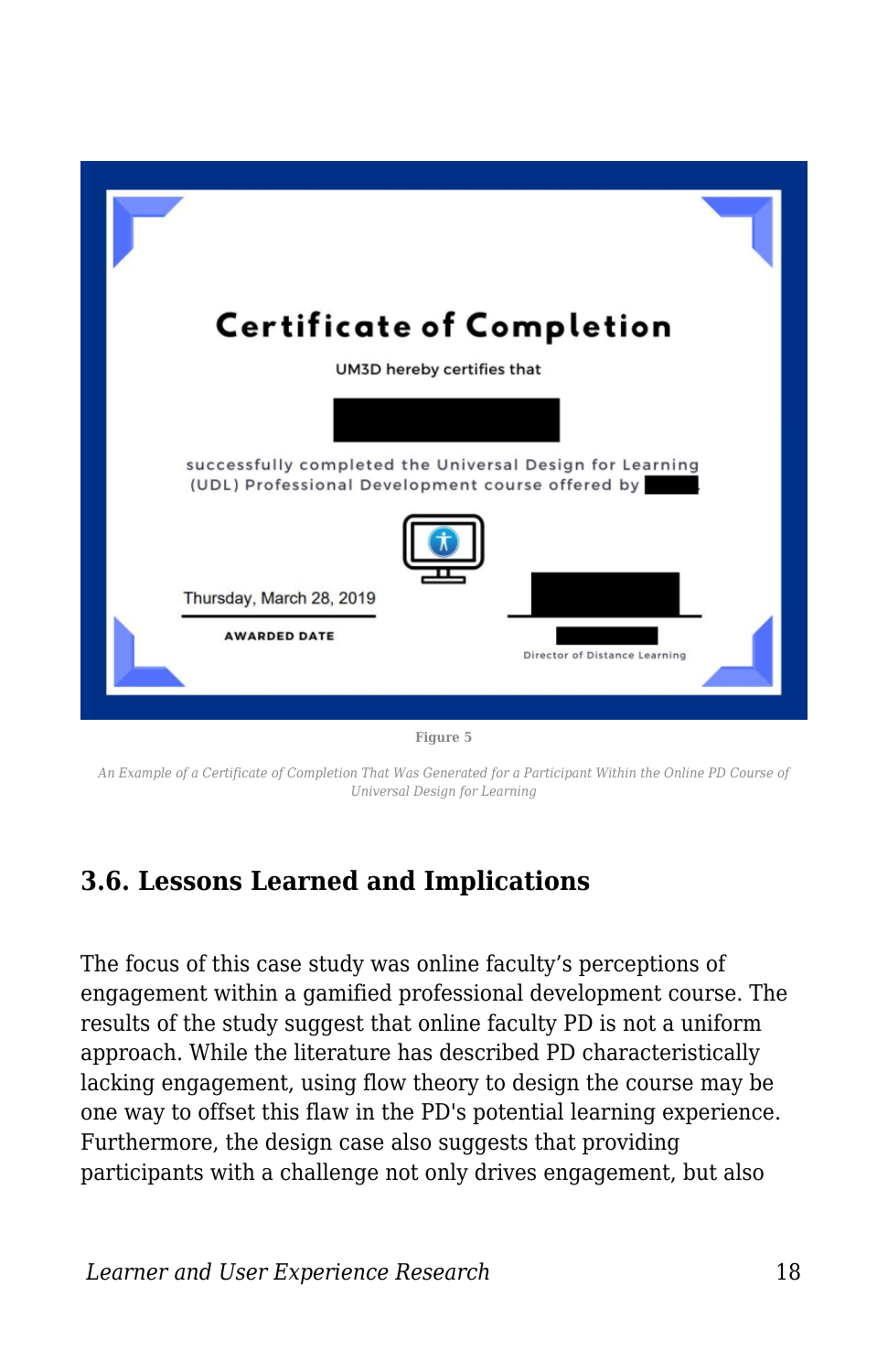Figure 5

*An Example of a Certificate of Completion That Was Generated for a Participant Within the Online PD Course of Universal Design for Learning*

## 3.6. Lessons Learned and Implications

The focus of this case study was online faculty's perceptions of engagement within a gamified professional development course. The results of the study suggest that online faculty PD is not a uniform approach. While the literature has described PD characteristically lacking engagement, using flow theory to design the course may be one way to offset this flaw in the PD's potential learning experience. Furthermore, the design case also suggests that providing participants with a challenge not only drives engagement, but also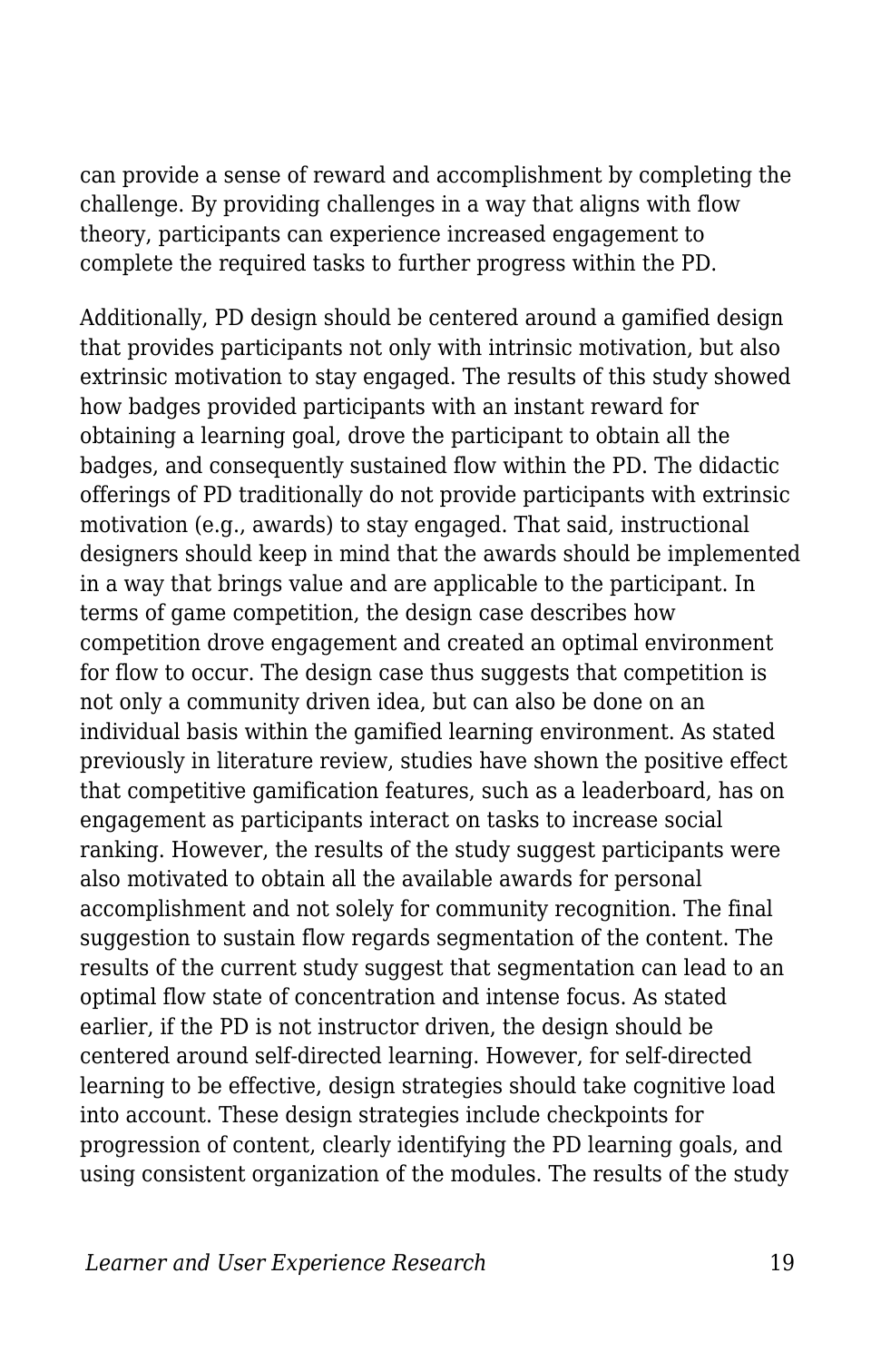can provide a sense of reward and accomplishment by completing the challenge. By providing challenges in a way that aligns with flow theory, participants can experience increased engagement to complete the required tasks to further progress within the PD.

Additionally, PD design should be centered around a gamified design that provides participants not only with intrinsic motivation, but also extrinsic motivation to stay engaged. The results of this study showed how badges provided participants with an instant reward for obtaining a learning goal, drove the participant to obtain all the badges, and consequently sustained flow within the PD. The didactic offerings of PD traditionally do not provide participants with extrinsic motivation (e.g., awards) to stay engaged. That said, instructional designers should keep in mind that the awards should be implemented in a way that brings value and are applicable to the participant. In terms of game competition, the design case describes how competition drove engagement and created an optimal environment for flow to occur. The design case thus suggests that competition is not only a community driven idea, but can also be done on an individual basis within the gamified learning environment. As stated previously in literature review, studies have shown the positive effect that competitive gamification features, such as a leaderboard, has on engagement as participants interact on tasks to increase social ranking. However, the results of the study suggest participants were also motivated to obtain all the available awards for personal accomplishment and not solely for community recognition. The final suggestion to sustain flow regards segmentation of the content. The results of the current study suggest that segmentation can lead to an optimal flow state of concentration and intense focus. As stated earlier, if the PD is not instructor driven, the design should be centered around self-directed learning. However, for self-directed learning to be effective, design strategies should take cognitive load into account. These design strategies include checkpoints for progression of content, clearly identifying the PD learning goals, and using consistent organization of the modules. The results of the study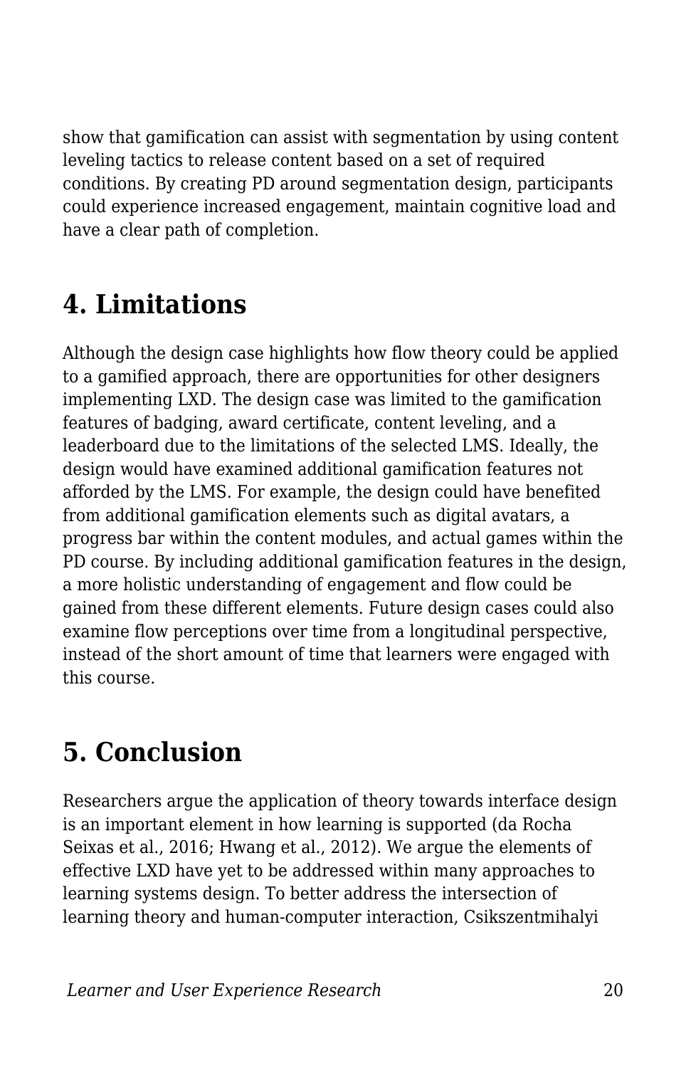show that gamification can assist with segmentation by using content leveling tactics to release content based on a set of required conditions. By creating PD around segmentation design, participants could experience increased engagement, maintain cognitive load and have a clear path of completion.

## 4. Limitations

Although the design case highlights how flow theory could be applied to a gamified approach, there are opportunities for other designers implementing LXD. The design case was limited to the gamification features of badging, award certificate, content leveling, and a leaderboard due to the limitations of the selected LMS. Ideally, the design would have examined additional gamification features not afforded by the LMS. For example, the design could have benefited from additional gamification elements such as digital avatars, a progress bar within the content modules, and actual games within the PD course. By including additional gamification features in the design, a more holistic understanding of engagement and flow could be gained from these different elements. Future design cases could also examine flow perceptions over time from a longitudinal perspective, instead of the short amount of time that learners were engaged with this course.

## 5. Conclusion

Researchers argue the application of theory towards interface design is an important element in how learning is supported (da Rocha Seixas et al., 2016; Hwang et al., 2012). We argue the elements of effective LXD have yet to be addressed within many approaches to learning systems design. To better address the intersection of learning theory and human-computer interaction, Csikszentmihalyi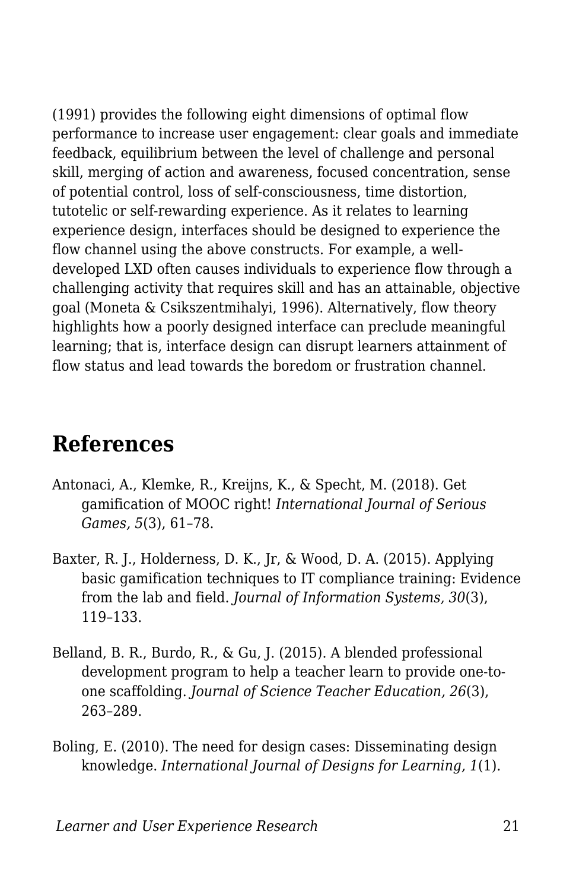(1991) provides the following eight dimensions of optimal flow performance to increase user engagement: clear goals and immediate feedback, equilibrium between the level of challenge and personal skill, merging of action and awareness, focused concentration, sense of potential control, loss of self-consciousness, time distortion, tutotelic or self-rewarding experience. As it relates to learning experience design, interfaces should be designed to experience the flow channel using the above constructs. For example, a well-developed LXD often causes individuals to experience flow through a challenging activity that requires skill and has an attainable, objective goal (Moneta & Csikszentmihalyi, 1996). Alternatively, flow theory highlights how a poorly designed interface can preclude meaningful learning; that is, interface design can disrupt learners attainment of flow status and lead towards the boredom or frustration channel.

## References

Antonaci, A., Klemke, R., Kreijns, K., & Specht, M. (2018). Get gamification of MOOC right! *International Journal of Serious Games, 5*(3), 61–78.

Baxter, R. J., Holderness, D. K., Jr, & Wood, D. A. (2015). Applying basic gamification techniques to IT compliance training: Evidence from the lab and field. *Journal of Information Systems, 30*(3), 119–133.

Belland, B. R., Burdo, R., & Gu, J. (2015). A blended professional development program to help a teacher learn to provide one-to-one scaffolding. *Journal of Science Teacher Education, 26*(3), 263–289.

Boling, E. (2010). The need for design cases: Disseminating design knowledge. *International Journal of Designs for Learning, 1*(1).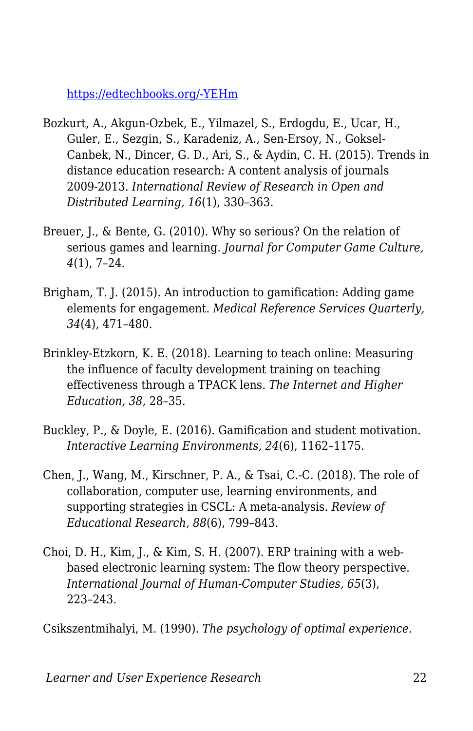https://edtechbooks.org/-YEHm

Bozkurt, A., Akgun-Ozbek, E., Yilmazel, S., Erdogdu, E., Ucar, H., Guler, E., Sezgin, S., Karadeniz, A., Sen-Ersoy, N., Goksel-Canbek, N., Dincer, G. D., Ari, S., & Aydin, C. H. (2015). Trends in distance education research: A content analysis of journals 2009-2013. *International Review of Research in Open and Distributed Learning, 16*(1), 330–363.

Breuer, J., & Bente, G. (2010). Why so serious? On the relation of serious games and learning. *Journal for Computer Game Culture, 4*(1), 7–24.

Brigham, T. J. (2015). An introduction to gamification: Adding game elements for engagement. *Medical Reference Services Quarterly, 34*(4), 471–480.

Brinkley-Etzkorn, K. E. (2018). Learning to teach online: Measuring the influence of faculty development training on teaching effectiveness through a TPACK lens. *The Internet and Higher Education, 38*, 28–35.

Buckley, P., & Doyle, E. (2016). Gamification and student motivation. *Interactive Learning Environments, 24*(6), 1162–1175.

Chen, J., Wang, M., Kirschner, P. A., & Tsai, C.-C. (2018). The role of collaboration, computer use, learning environments, and supporting strategies in CSCL: A meta-analysis. *Review of Educational Research, 88*(6), 799–843.

Choi, D. H., Kim, J., & Kim, S. H. (2007). ERP training with a web-based electronic learning system: The flow theory perspective. *International Journal of Human-Computer Studies, 65*(3), 223–243.

Csikszentmihalyi, M. (1990). *The psychology of optimal experience*.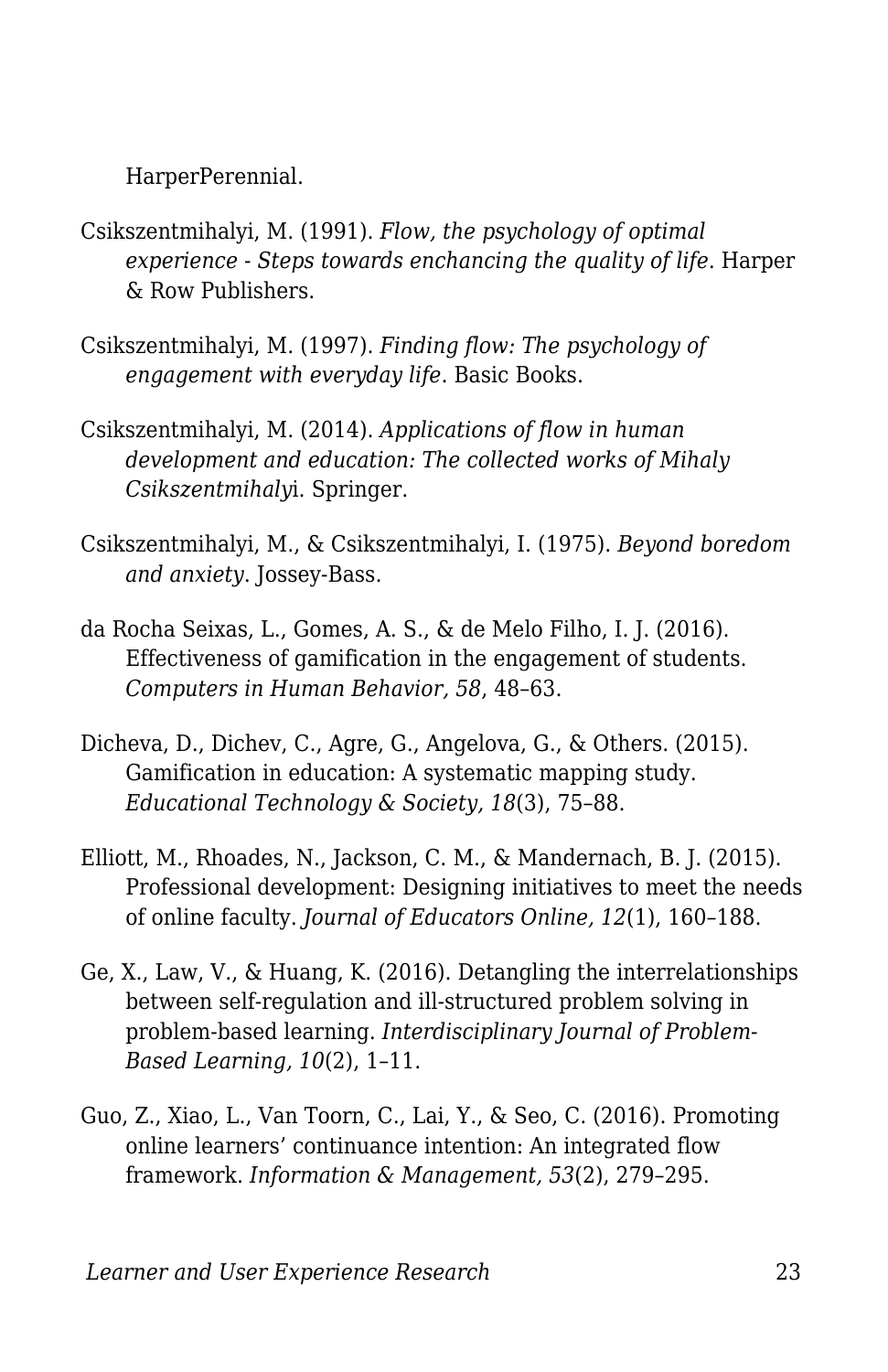HarperPerennial.

Csikszentmihalyi, M. (1991). *Flow, the psychology of optimal experience - Steps towards enchancing the quality of life*. Harper & Row Publishers.

Csikszentmihalyi, M. (1997). *Finding flow: The psychology of engagement with everyday life*. Basic Books.

Csikszentmihalyi, M. (2014). *Applications of flow in human development and education: The collected works of Mihaly Csikszentmihaly*i. Springer.

Csikszentmihalyi, M., & Csikszentmihalyi, I. (1975). *Beyond boredom and anxiety*. Jossey-Bass.

da Rocha Seixas, L., Gomes, A. S., & de Melo Filho, I. J. (2016). Effectiveness of gamification in the engagement of students. *Computers in Human Behavior, 58*, 48–63.

Dicheva, D., Dichev, C., Agre, G., Angelova, G., & Others. (2015). Gamification in education: A systematic mapping study. *Educational Technology & Society, 18*(3), 75–88.

Elliott, M., Rhoades, N., Jackson, C. M., & Mandernach, B. J. (2015). Professional development: Designing initiatives to meet the needs of online faculty. *Journal of Educators Online, 12*(1), 160–188.

Ge, X., Law, V., & Huang, K. (2016). Detangling the interrelationships between self-regulation and ill-structured problem solving in problem-based learning. *Interdisciplinary Journal of Problem-Based Learning, 10*(2), 1–11.

Guo, Z., Xiao, L., Van Toorn, C., Lai, Y., & Seo, C. (2016). Promoting online learners' continuance intention: An integrated flow framework. *Information & Management, 53*(2), 279–295.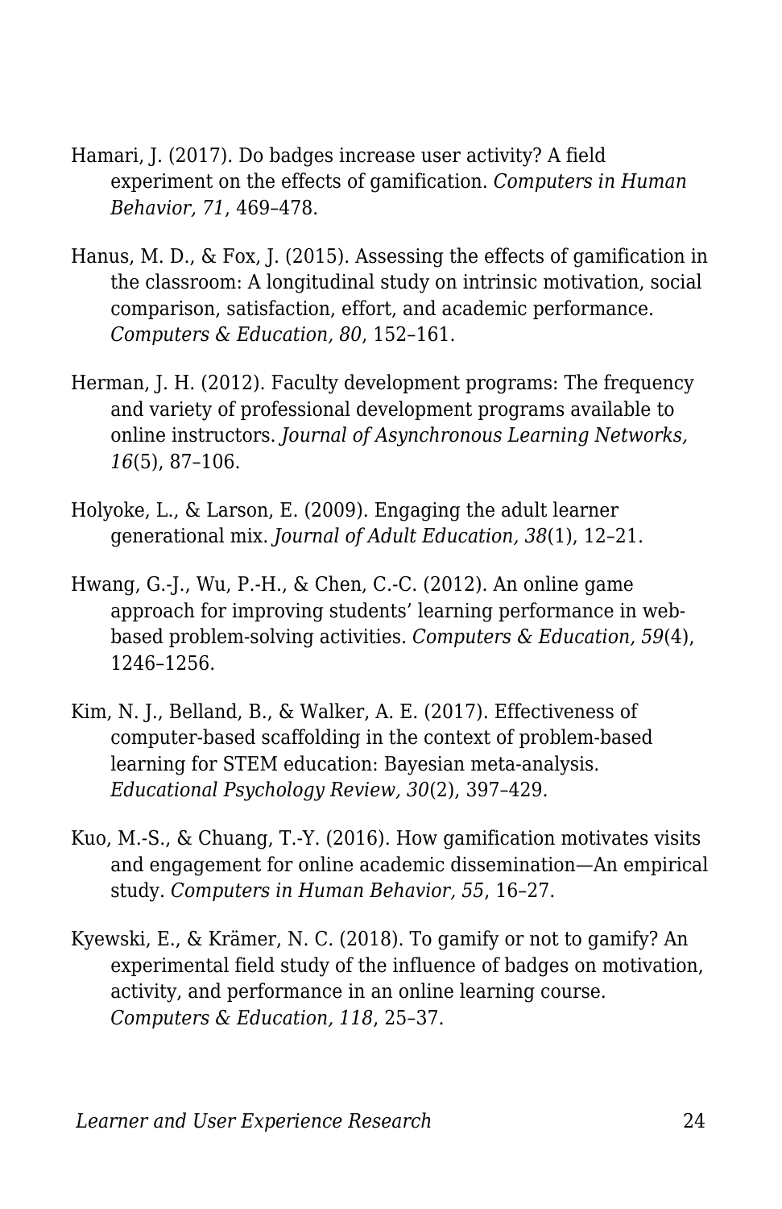Hamari, J. (2017). Do badges increase user activity? A field experiment on the effects of gamification. *Computers in Human Behavior, 71*, 469–478.

Hanus, M. D., & Fox, J. (2015). Assessing the effects of gamification in the classroom: A longitudinal study on intrinsic motivation, social comparison, satisfaction, effort, and academic performance. *Computers & Education, 80*, 152–161.

Herman, J. H. (2012). Faculty development programs: The frequency and variety of professional development programs available to online instructors. *Journal of Asynchronous Learning Networks, 16*(5), 87–106.

Holyoke, L., & Larson, E. (2009). Engaging the adult learner generational mix. *Journal of Adult Education, 38*(1), 12–21.

Hwang, G.-J., Wu, P.-H., & Chen, C.-C. (2012). An online game approach for improving students' learning performance in web-based problem-solving activities. *Computers & Education, 59*(4), 1246–1256.

Kim, N. J., Belland, B., & Walker, A. E. (2017). Effectiveness of computer-based scaffolding in the context of problem-based learning for STEM education: Bayesian meta-analysis. *Educational Psychology Review, 30*(2), 397–429.

Kuo, M.-S., & Chuang, T.-Y. (2016). How gamification motivates visits and engagement for online academic dissemination—An empirical study. *Computers in Human Behavior, 55*, 16–27.

Kyewski, E., & Krämer, N. C. (2018). To gamify or not to gamify? An experimental field study of the influence of badges on motivation, activity, and performance in an online learning course. *Computers & Education, 118*, 25–37.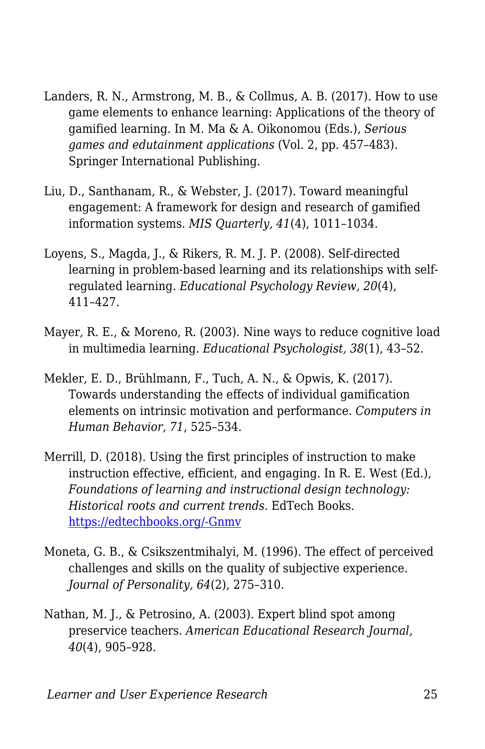Landers, R. N., Armstrong, M. B., & Collmus, A. B. (2017). How to use game elements to enhance learning: Applications of the theory of gamified learning. In M. Ma & A. Oikonomou (Eds.), *Serious games and edutainment applications* (Vol. 2, pp. 457–483). Springer International Publishing.

Liu, D., Santhanam, R., & Webster, J. (2017). Toward meaningful engagement: A framework for design and research of gamified information systems. *MIS Quarterly, 41*(4), 1011–1034.

Loyens, S., Magda, J., & Rikers, R. M. J. P. (2008). Self-directed learning in problem-based learning and its relationships with self-regulated learning. *Educational Psychology Review, 20*(4), 411–427.

Mayer, R. E., & Moreno, R. (2003). Nine ways to reduce cognitive load in multimedia learning. *Educational Psychologist, 38*(1), 43–52.

Mekler, E. D., Brühlmann, F., Tuch, A. N., & Opwis, K. (2017). Towards understanding the effects of individual gamification elements on intrinsic motivation and performance. *Computers in Human Behavior, 71*, 525–534.

Merrill, D. (2018). Using the first principles of instruction to make instruction effective, efficient, and engaging. In R. E. West (Ed.), *Foundations of learning and instructional design technology: Historical roots and current trends*. EdTech Books. [https://edtechbooks.org/-Gnmv](https://edtechbooks.org/-Gnmv)

Moneta, G. B., & Csikszentmihalyi, M. (1996). The effect of perceived challenges and skills on the quality of subjective experience. *Journal of Personality, 64*(2), 275–310.

Nathan, M. J., & Petrosino, A. (2003). Expert blind spot among preservice teachers. *American Educational Research Journal, 40*(4), 905–928.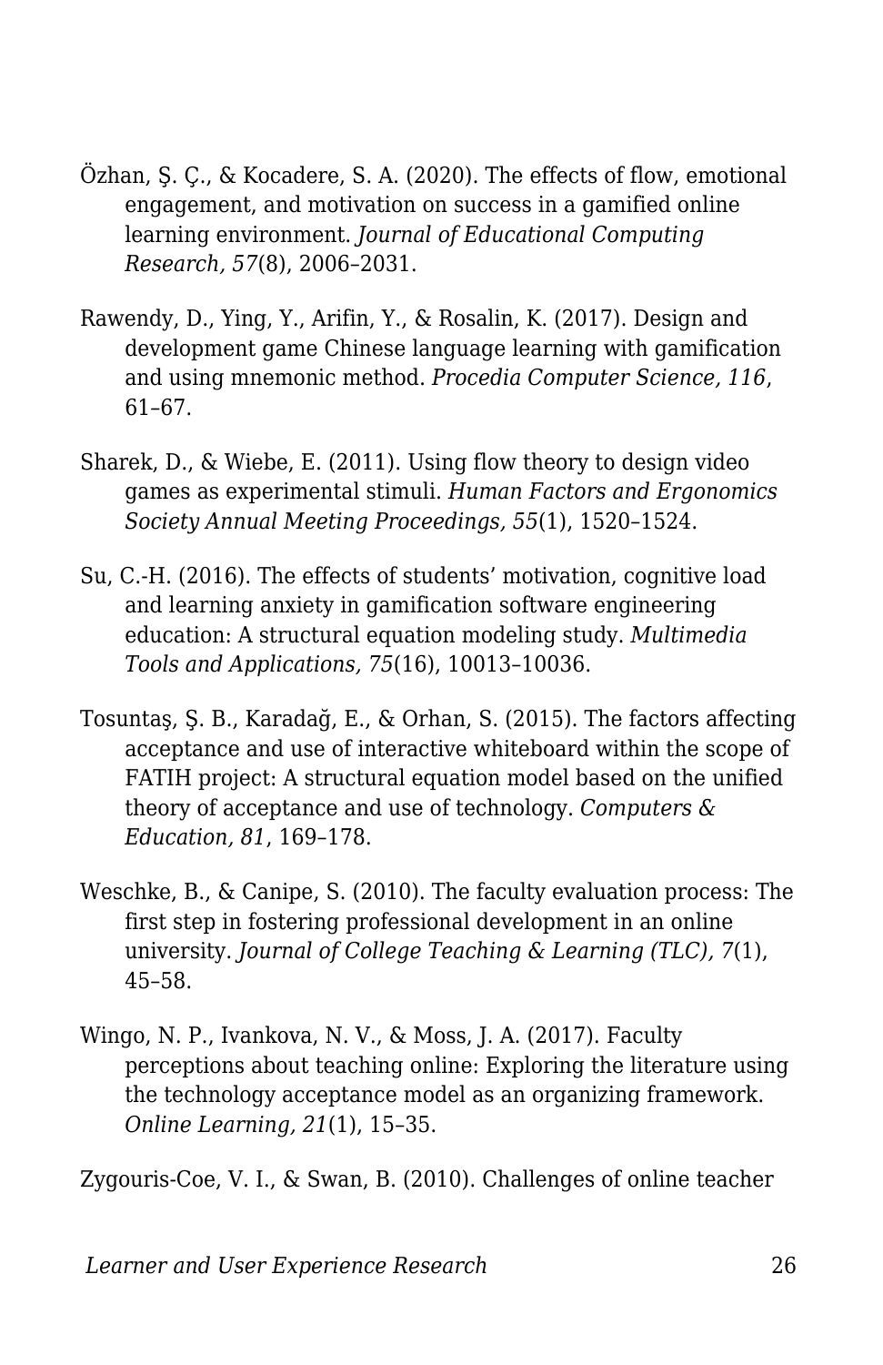Özhan, Ş. Ç., & Kocadere, S. A. (2020). The effects of flow, emotional engagement, and motivation on success in a gamified online learning environment. *Journal of Educational Computing Research, 57*(8), 2006–2031.

Rawendy, D., Ying, Y., Arifin, Y., & Rosalin, K. (2017). Design and development game Chinese language learning with gamification and using mnemonic method. *Procedia Computer Science, 116*, 61–67.

Sharek, D., & Wiebe, E. (2011). Using flow theory to design video games as experimental stimuli. *Human Factors and Ergonomics Society Annual Meeting Proceedings, 55*(1), 1520–1524.

Su, C.-H. (2016). The effects of students' motivation, cognitive load and learning anxiety in gamification software engineering education: A structural equation modeling study. *Multimedia Tools and Applications, 75*(16), 10013–10036.

Tosuntaş, Ş. B., Karadağ, E., & Orhan, S. (2015). The factors affecting acceptance and use of interactive whiteboard within the scope of FATIH project: A structural equation model based on the unified theory of acceptance and use of technology. *Computers & Education, 81*, 169–178.

Weschke, B., & Canipe, S. (2010). The faculty evaluation process: The first step in fostering professional development in an online university. *Journal of College Teaching & Learning (TLC), 7*(1), 45–58.

Wingo, N. P., Ivankova, N. V., & Moss, J. A. (2017). Faculty perceptions about teaching online: Exploring the literature using the technology acceptance model as an organizing framework. *Online Learning, 21*(1), 15–35.

Zygouris-Coe, V. I., & Swan, B. (2010). Challenges of online teacher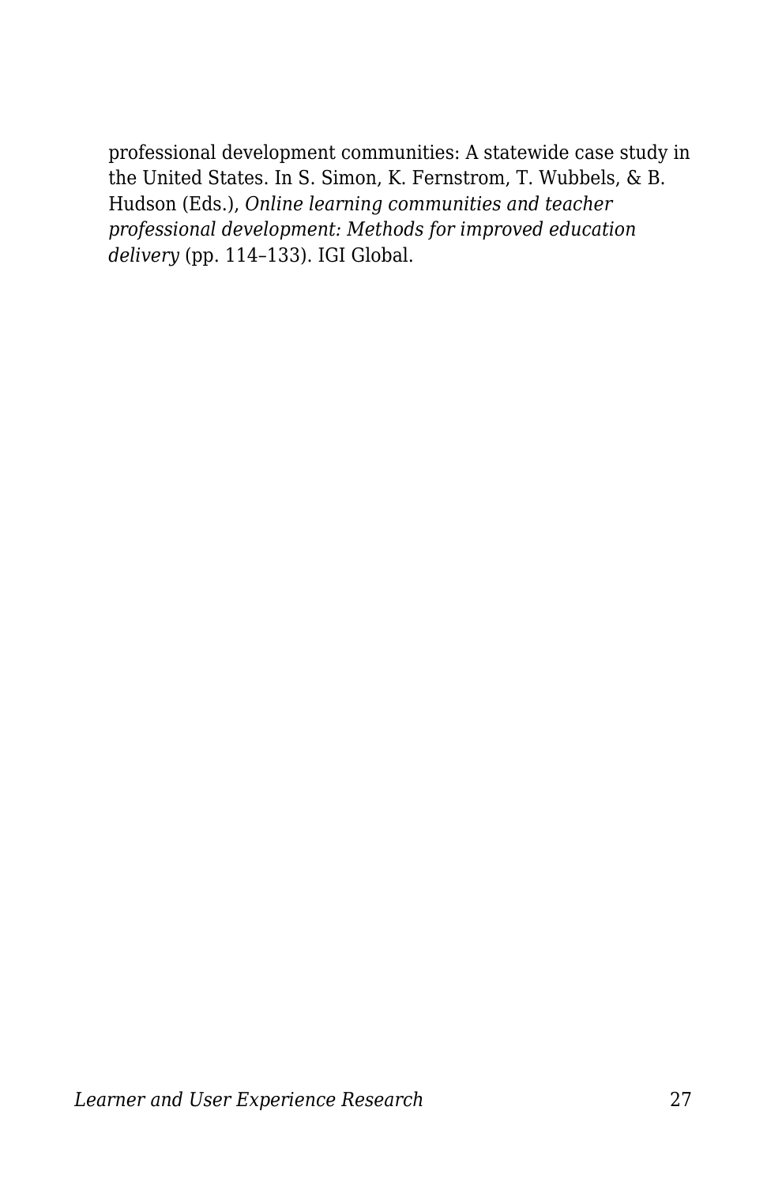professional development communities: A statewide case study in the United States. In S. Simon, K. Fernstrom, T. Wubbels, & B. Hudson (Eds.), *Online learning communities and teacher professional development: Methods for improved education delivery* (pp. 114–133). IGI Global.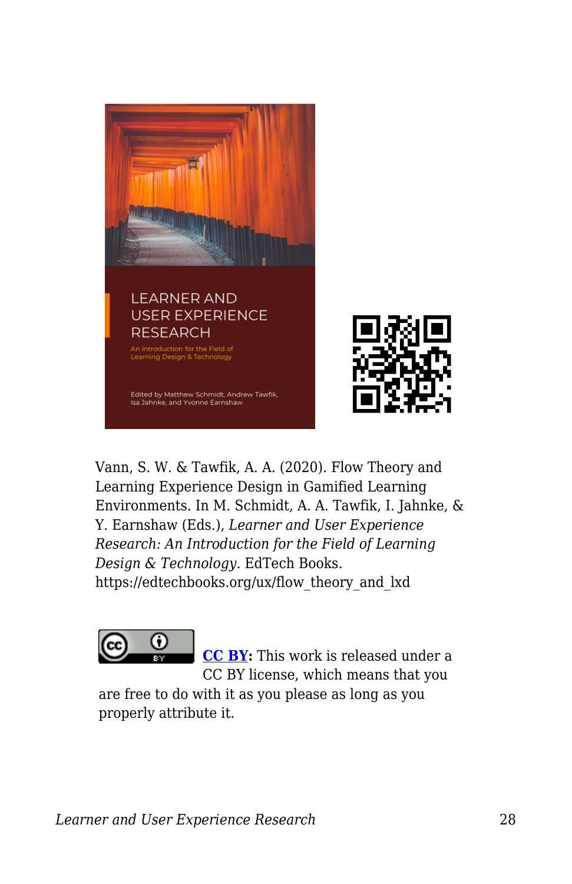Vann, S. W. & Tawfik, A. A. (2020). Flow Theory and Learning Experience Design in Gamified Learning Environments. In M. Schmidt, A. A. Tawfik, I. Jahnke, & Y. Earnshaw (Eds.), *Learner and User Experience Research: An Introduction for the Field of Learning Design & Technology*. EdTech Books. https://edtechbooks.org/ux/flow_theory_and_lxd

**CC BY:** This work is released under a CC BY license, which means that you are free to do with it as you please as long as you properly attribute it.